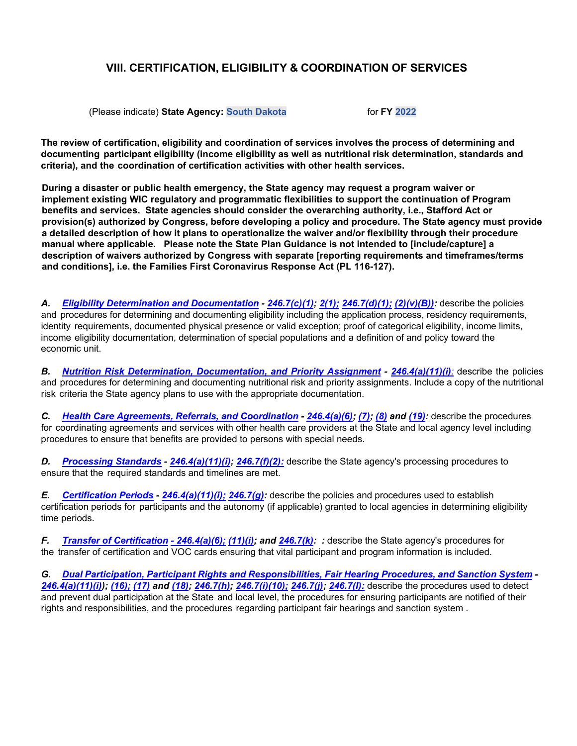# VIII. CERTIFICATION, ELIGIBILITY & COORDINATION OF SERVICES

(Please indicate) **State Agency:** South Dakota for **FY** 2022

**The review of certification, eligibility and coordination of services involves the process of determining and documenting participant eligibility (income eligibility as well as nutritional risk determination, standards and criteria), and the coordination of certification activities with other health services.**

**During a disaster or public health emergency, the State agency may request a program waiver or implement existing WIC regulatory and programmatic flexibilities to support the continuation of Program benefits and services. State agencies should consider the overarching authority, i.e., Stafford Act or provision(s) authorized by Congress, before developing a policy and procedure. The State agency must provide a detailed description of how it plans to operationalize the waiver and/or flexibility through their procedure manual where applicable. Please note the State Plan Guidance is not intended to [include/capture] a description of waivers authorized by Congress with separate [reporting requirements and timeframes/terms and conditions], i.e. the Families First Coronavirus Response Act (PL 116-127).**

***A. Eligibility Determination and Documentation - 246.7(c)(1); 2(1); 246.7(d)(1); (2)(v)(B)):*** describe the policies and procedures for determining and documenting eligibility including the application process, residency requirements, identity requirements, documented physical presence or valid exception; proof of categorical eligibility, income limits, income eligibility documentation, determination of special populations and a definition of and policy toward the economic unit.

***B. Nutrition Risk Determination, Documentation, and Priority Assignment - 246.4(a)(11)(i):*** describe the policies and procedures for determining and documenting nutritional risk and priority assignments. Include a copy of the nutritional risk criteria the State agency plans to use with the appropriate documentation.

***C. Health Care Agreements, Referrals, and Coordination - 246.4(a)(6); (7); (8) and (19):*** describe the procedures for coordinating agreements and services with other health care providers at the State and local agency level including procedures to ensure that benefits are provided to persons with special needs.

***D. Processing Standards - 246.4(a)(11)(i); 246.7(f)(2):*** describe the State agency's processing procedures to ensure that the required standards and timelines are met.

***E. Certification Periods - 246.4(a)(11)(i); 246.7(g):*** describe the policies and procedures used to establish certification periods for participants and the autonomy (if applicable) granted to local agencies in determining eligibility time periods.

***F. Transfer of Certification - 246.4(a)(6); (11)(i); and 246.7(k): :*** describe the State agency's procedures for the transfer of certification and VOC cards ensuring that vital participant and program information is included.

***G. Dual Participation, Participant Rights and Responsibilities, Fair Hearing Procedures, and Sanction System - 246.4(a)(11)(i)); (16); (17) and (18); 246.7(h); 246.7(i)(10); 246.7(j); 246.7(l):*** describe the procedures used to detect and prevent dual participation at the State and local level, the procedures for ensuring participants are notified of their rights and responsibilities, and the procedures regarding participant fair hearings and sanction system .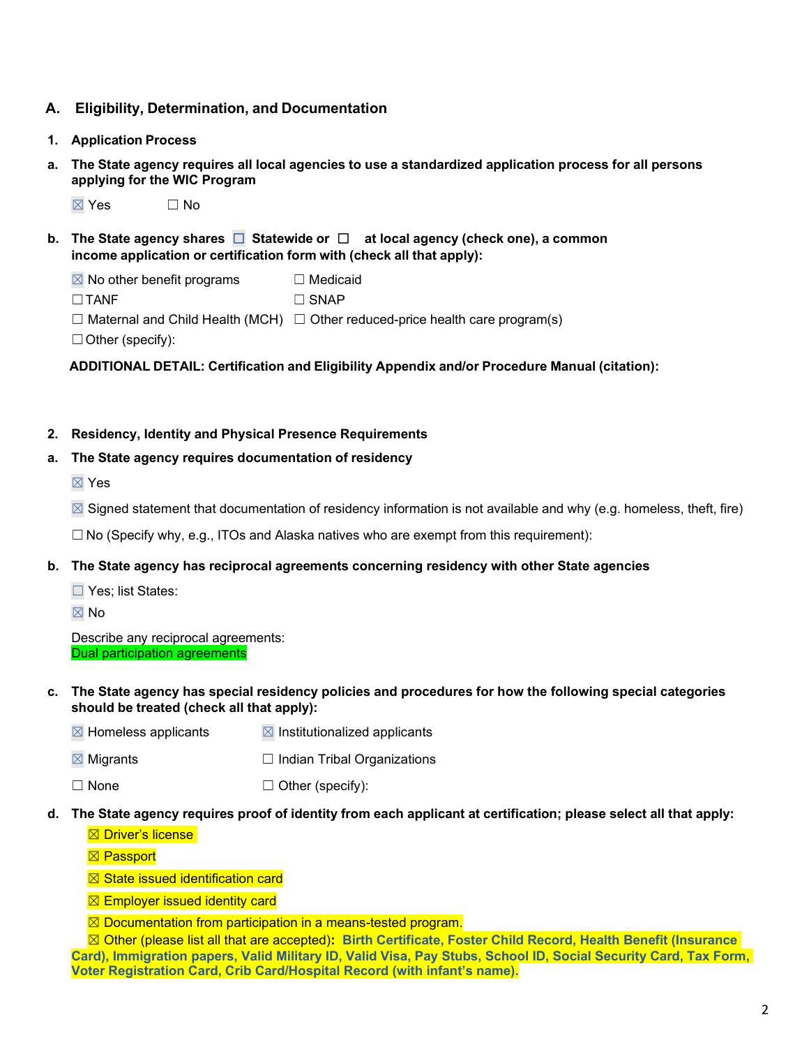## A. Eligibility, Determination, and Documentation

### 1. Application Process

**a. The State agency requires all local agencies to use a standardized application process for all persons applying for the WIC Program**

☒ Yes ☐ No

**b. The State agency shares ☐ Statewide or ☐ at local agency (check one), a common income application or certification form with (check all that apply):**

☒ No other benefit programs ☐ Medicaid
☐ TANF ☐ SNAP
☐ Maternal and Child Health (MCH) ☐ Other reduced-price health care program(s)
☐ Other (specify):

**ADDITIONAL DETAIL: Certification and Eligibility Appendix and/or Procedure Manual (citation):**

### 2. Residency, Identity and Physical Presence Requirements

**a. The State agency requires documentation of residency**

☒ Yes

☒ Signed statement that documentation of residency information is not available and why (e.g. homeless, theft, fire)

☐ No (Specify why, e.g., ITOs and Alaska natives who are exempt from this requirement):

**b. The State agency has reciprocal agreements concerning residency with other State agencies**

☐ Yes; list States:

☒ No

Describe any reciprocal agreements:
Dual participation agreements

**c. The State agency has special residency policies and procedures for how the following special categories should be treated (check all that apply):**

☒ Homeless applicants ☒ Institutionalized applicants

☒ Migrants ☐ Indian Tribal Organizations

☐ None ☐ Other (specify):

**d. The State agency requires proof of identity from each applicant at certification; please select all that apply:**

☒ Driver's license

☒ Passport

☒ State issued identification card

☒ Employer issued identity card

☒ Documentation from participation in a means-tested program.

☒ Other (please list all that are accepted): **Birth Certificate, Foster Child Record, Health Benefit (Insurance Card), Immigration papers, Valid Military ID, Valid Visa, Pay Stubs, School ID, Social Security Card, Tax Form, Voter Registration Card, Crib Card/Hospital Record (with infant's name).**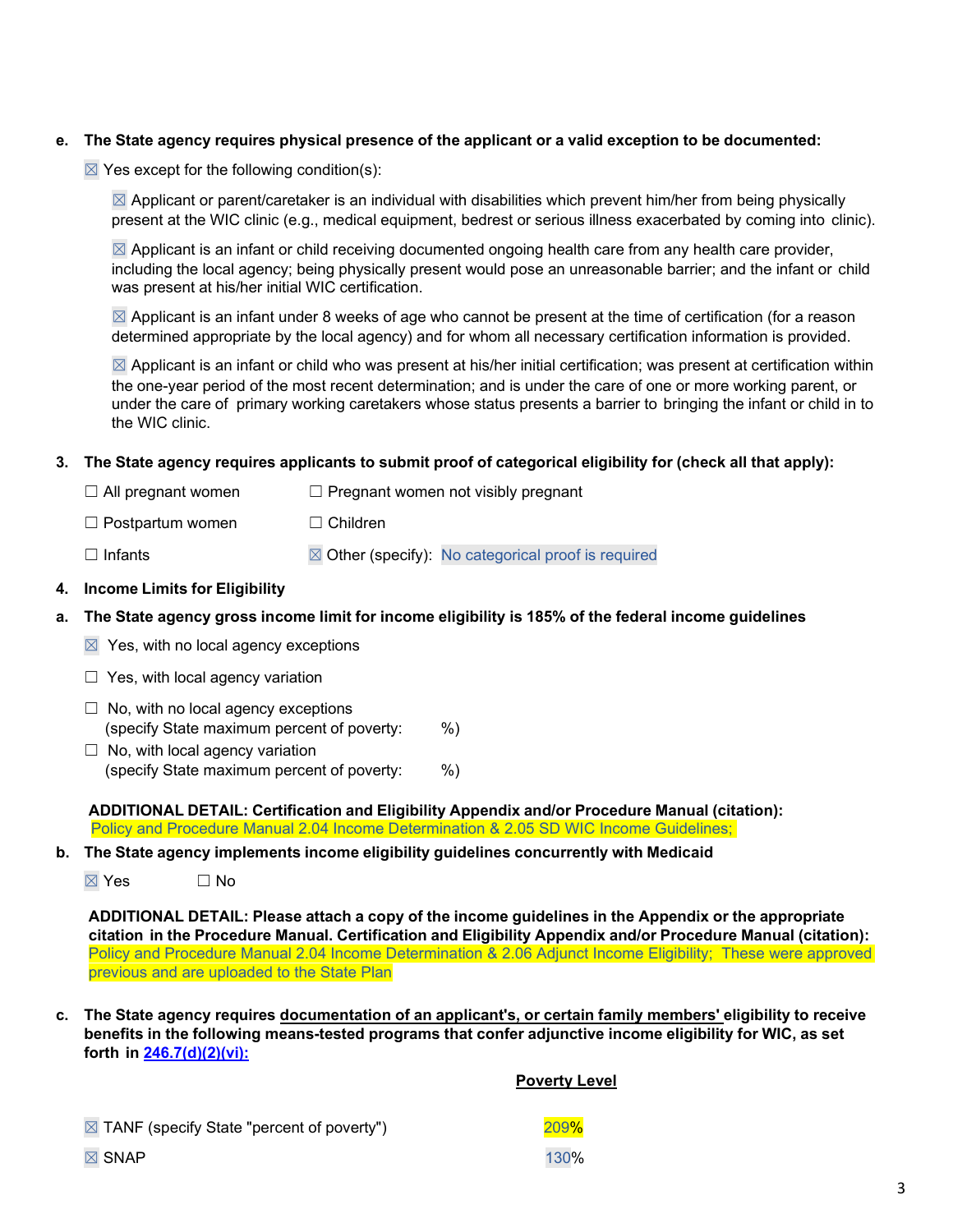**e. The State agency requires physical presence of the applicant or a valid exception to be documented:**

☒ Yes except for the following condition(s):

☒ Applicant or parent/caretaker is an individual with disabilities which prevent him/her from being physically present at the WIC clinic (e.g., medical equipment, bedrest or serious illness exacerbated by coming into clinic).

☒ Applicant is an infant or child receiving documented ongoing health care from any health care provider, including the local agency; being physically present would pose an unreasonable barrier; and the infant or child was present at his/her initial WIC certification.

☒ Applicant is an infant under 8 weeks of age who cannot be present at the time of certification (for a reason determined appropriate by the local agency) and for whom all necessary certification information is provided.

☒ Applicant is an infant or child who was present at his/her initial certification; was present at certification within the one-year period of the most recent determination; and is under the care of one or more working parent, or under the care of primary working caretakers whose status presents a barrier to bringing the infant or child in to the WIC clinic.

**3. The State agency requires applicants to submit proof of categorical eligibility for (check all that apply):**

☐ All pregnant women ☐ Pregnant women not visibly pregnant

☐ Postpartum women ☐ Children

☐ Infants ☒ Other (specify): No categorical proof is required

**4. Income Limits for Eligibility**

**a. The State agency gross income limit for income eligibility is 185% of the federal income guidelines**

☒ Yes, with no local agency exceptions

☐ Yes, with local agency variation

☐ No, with no local agency exceptions
(specify State maximum percent of poverty: %)

☐ No, with local agency variation
(specify State maximum percent of poverty: %)

**ADDITIONAL DETAIL: Certification and Eligibility Appendix and/or Procedure Manual (citation):**
Policy and Procedure Manual 2.04 Income Determination & 2.05 SD WIC Income Guidelines;

**b. The State agency implements income eligibility guidelines concurrently with Medicaid**

☒ Yes ☐ No

**ADDITIONAL DETAIL: Please attach a copy of the income guidelines in the Appendix or the appropriate citation in the Procedure Manual. Certification and Eligibility Appendix and/or Procedure Manual (citation):**
Policy and Procedure Manual 2.04 Income Determination & 2.06 Adjunct Income Eligibility; These were approved previous and are uploaded to the State Plan

**c. The State agency requires documentation of an applicant's, or certain family members' eligibility to receive benefits in the following means-tested programs that confer adjunctive income eligibility for WIC, as set forth in 246.7(d)(2)(vi):**

| | Poverty Level |
|---|---|
| ☒ TANF (specify State "percent of poverty") | 209% |
| ☒ SNAP | 130% |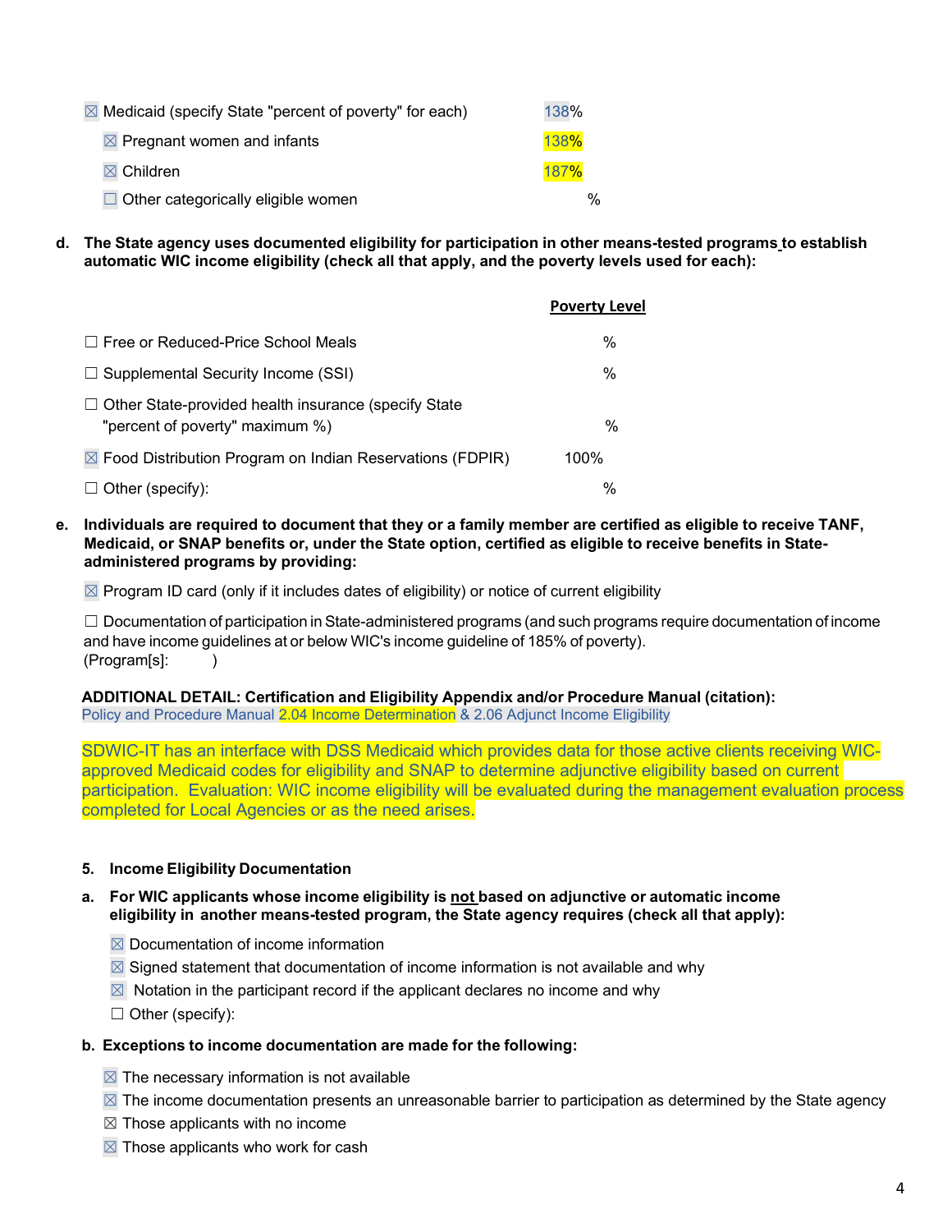- ☒ Medicaid (specify State "percent of poverty" for each) 138%
  - ☒ Pregnant women and infants 138%
  - ☒ Children 187%
  - ☐ Other categorically eligible women %

**d. The State agency uses documented eligibility for participation in other means-tested programs to establish automatic WIC income eligibility (check all that apply, and the poverty levels used for each):**

| | Poverty Level |
|---|---|
| ☐ Free or Reduced-Price School Meals | % |
| ☐ Supplemental Security Income (SSI) | % |
| ☐ Other State-provided health insurance (specify State "percent of poverty" maximum %) | % |
| ☒ Food Distribution Program on Indian Reservations (FDPIR) | 100% |
| ☐ Other (specify): | % |

**e. Individuals are required to document that they or a family member are certified as eligible to receive TANF, Medicaid, or SNAP benefits or, under the State option, certified as eligible to receive benefits in State-administered programs by providing:**

☒ Program ID card (only if it includes dates of eligibility) or notice of current eligibility

☐ Documentation of participation in State-administered programs (and such programs require documentation of income and have income guidelines at or below WIC's income guideline of 185% of poverty).
(Program[s]: )

**ADDITIONAL DETAIL: Certification and Eligibility Appendix and/or Procedure Manual (citation):**
Policy and Procedure Manual 2.04 Income Determination & 2.06 Adjunct Income Eligibility

SDWIC-IT has an interface with DSS Medicaid which provides data for those active clients receiving WIC-approved Medicaid codes for eligibility and SNAP to determine adjunctive eligibility based on current participation. Evaluation: WIC income eligibility will be evaluated during the management evaluation process completed for Local Agencies or as the need arises.

**5. Income Eligibility Documentation**

**a. For WIC applicants whose income eligibility is not based on adjunctive or automatic income eligibility in another means-tested program, the State agency requires (check all that apply):**

- ☒ Documentation of income information
- ☒ Signed statement that documentation of income information is not available and why
- ☒ Notation in the participant record if the applicant declares no income and why
- ☐ Other (specify):

**b. Exceptions to income documentation are made for the following:**

- ☒ The necessary information is not available
- ☒ The income documentation presents an unreasonable barrier to participation as determined by the State agency
- ☒ Those applicants with no income
- ☒ Those applicants who work for cash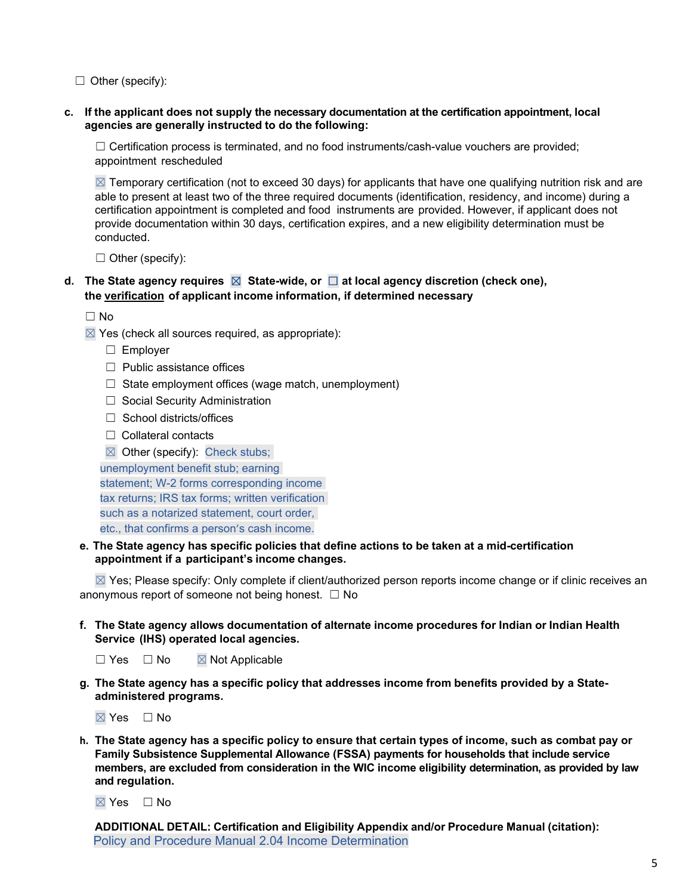☐ Other (specify):

**c. If the applicant does not supply the necessary documentation at the certification appointment, local agencies are generally instructed to do the following:**

☐ Certification process is terminated, and no food instruments/cash-value vouchers are provided; appointment rescheduled

☒ Temporary certification (not to exceed 30 days) for applicants that have one qualifying nutrition risk and are able to present at least two of the three required documents (identification, residency, and income) during a certification appointment is completed and food instruments are provided. However, if applicant does not provide documentation within 30 days, certification expires, and a new eligibility determination must be conducted.

☐ Other (specify):

**d. The State agency requires ☒ State-wide, or ☐ at local agency discretion (check one), the <u>verification</u> of applicant income information, if determined necessary**

☐ No

☒ Yes (check all sources required, as appropriate):

- ☐ Employer
- ☐ Public assistance offices
- ☐ State employment offices (wage match, unemployment)
- ☐ Social Security Administration
- ☐ School districts/offices
- ☐ Collateral contacts
- ☒ Other (specify): Check stubs; unemployment benefit stub; earning statement; W-2 forms corresponding income tax returns; IRS tax forms; written verification such as a notarized statement, court order, etc., that confirms a person's cash income.

**e. The State agency has specific policies that define actions to be taken at a mid-certification appointment if a participant's income changes.**

☒ Yes; Please specify: Only complete if client/authorized person reports income change or if clinic receives an anonymous report of someone not being honest. ☐ No

**f. The State agency allows documentation of alternate income procedures for Indian or Indian Health Service (IHS) operated local agencies.**

☐ Yes ☐ No ☒ Not Applicable

**g. The State agency has a specific policy that addresses income from benefits provided by a State-administered programs.**

☒ Yes ☐ No

**h. The State agency has a specific policy to ensure that certain types of income, such as combat pay or Family Subsistence Supplemental Allowance (FSSA) payments for households that include service members, are excluded from consideration in the WIC income eligibility determination, as provided by law and regulation.**

☒ Yes ☐ No

**ADDITIONAL DETAIL: Certification and Eligibility Appendix and/or Procedure Manual (citation):**
Policy and Procedure Manual 2.04 Income Determination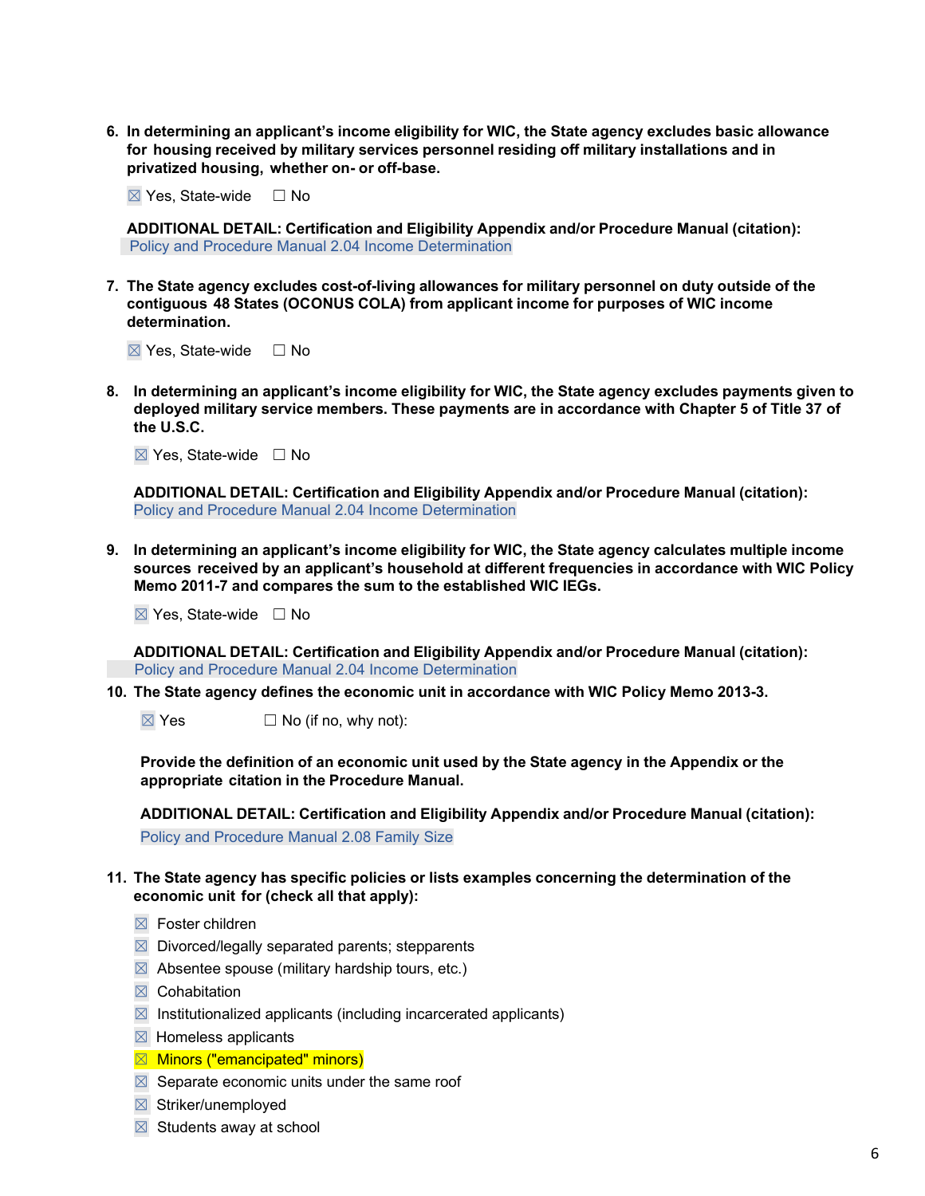6. **In determining an applicant's income eligibility for WIC, the State agency excludes basic allowance for housing received by military services personnel residing off military installations and in privatized housing, whether on- or off-base.**

   ☒ Yes, State-wide ☐ No

   **ADDITIONAL DETAIL: Certification and Eligibility Appendix and/or Procedure Manual (citation):**
   Policy and Procedure Manual 2.04 Income Determination

7. **The State agency excludes cost-of-living allowances for military personnel on duty outside of the contiguous 48 States (OCONUS COLA) from applicant income for purposes of WIC income determination.**

   ☒ Yes, State-wide ☐ No

8. **In determining an applicant's income eligibility for WIC, the State agency excludes payments given to deployed military service members. These payments are in accordance with Chapter 5 of Title 37 of the U.S.C.**

   ☒ Yes, State-wide ☐ No

   **ADDITIONAL DETAIL: Certification and Eligibility Appendix and/or Procedure Manual (citation):**
   Policy and Procedure Manual 2.04 Income Determination

9. **In determining an applicant's income eligibility for WIC, the State agency calculates multiple income sources received by an applicant's household at different frequencies in accordance with WIC Policy Memo 2011-7 and compares the sum to the established WIC IEGs.**

   ☒ Yes, State-wide ☐ No

   **ADDITIONAL DETAIL: Certification and Eligibility Appendix and/or Procedure Manual (citation):**
   Policy and Procedure Manual 2.04 Income Determination

10. **The State agency defines the economic unit in accordance with WIC Policy Memo 2013-3.**

    ☒ Yes ☐ No (if no, why not):

    **Provide the definition of an economic unit used by the State agency in the Appendix or the appropriate citation in the Procedure Manual.**

    **ADDITIONAL DETAIL: Certification and Eligibility Appendix and/or Procedure Manual (citation):**
    Policy and Procedure Manual 2.08 Family Size

11. **The State agency has specific policies or lists examples concerning the determination of the economic unit for (check all that apply):**

    ☒ Foster children
    ☒ Divorced/legally separated parents; stepparents
    ☒ Absentee spouse (military hardship tours, etc.)
    ☒ Cohabitation
    ☒ Institutionalized applicants (including incarcerated applicants)
    ☒ Homeless applicants
    ☒ Minors ("emancipated" minors)
    ☒ Separate economic units under the same roof
    ☒ Striker/unemployed
    ☒ Students away at school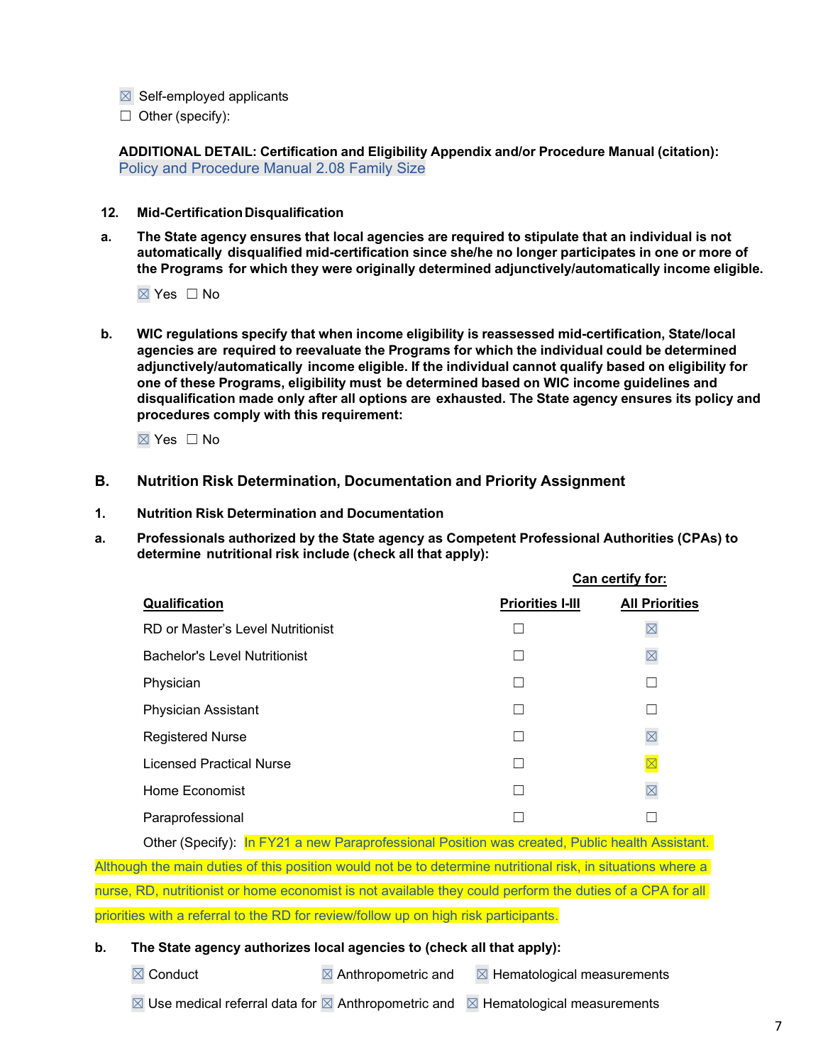☒ Self-employed applicants
☐ Other (specify):

**ADDITIONAL DETAIL: Certification and Eligibility Appendix and/or Procedure Manual (citation):**
Policy and Procedure Manual 2.08 Family Size

**12. Mid-Certification Disqualification**

**a. The State agency ensures that local agencies are required to stipulate that an individual is not automatically disqualified mid-certification since she/he no longer participates in one or more of the Programs for which they were originally determined adjunctively/automatically income eligible.**

☒ Yes ☐ No

**b. WIC regulations specify that when income eligibility is reassessed mid-certification, State/local agencies are required to reevaluate the Programs for which the individual could be determined adjunctively/automatically income eligible. If the individual cannot qualify based on eligibility for one of these Programs, eligibility must be determined based on WIC income guidelines and disqualification made only after all options are exhausted. The State agency ensures its policy and procedures comply with this requirement:**

☒ Yes ☐ No

## B. Nutrition Risk Determination, Documentation and Priority Assignment

**1. Nutrition Risk Determination and Documentation**

**a. Professionals authorized by the State agency as Competent Professional Authorities (CPAs) to determine nutritional risk include (check all that apply):**

| | Can certify for: | |
|---|---|---|
| **Qualification** | **Priorities I-III** | **All Priorities** |
| RD or Master's Level Nutritionist | ☐ | ☒ |
| Bachelor's Level Nutritionist | ☐ | ☒ |
| Physician | ☐ | ☐ |
| Physician Assistant | ☐ | ☐ |
| Registered Nurse | ☐ | ☒ |
| Licensed Practical Nurse | ☐ | ☒ |
| Home Economist | ☐ | ☒ |
| Paraprofessional | ☐ | ☐ |

Other (Specify): In FY21 a new Paraprofessional Position was created, Public health Assistant. Although the main duties of this position would not be to determine nutritional risk, in situations where a nurse, RD, nutritionist or home economist is not available they could perform the duties of a CPA for all priorities with a referral to the RD for review/follow up on high risk participants.

**b. The State agency authorizes local agencies to (check all that apply):**

☒ Conduct ☒ Anthropometric and ☒ Hematological measurements

☒ Use medical referral data for ☒ Anthropometric and ☒ Hematological measurements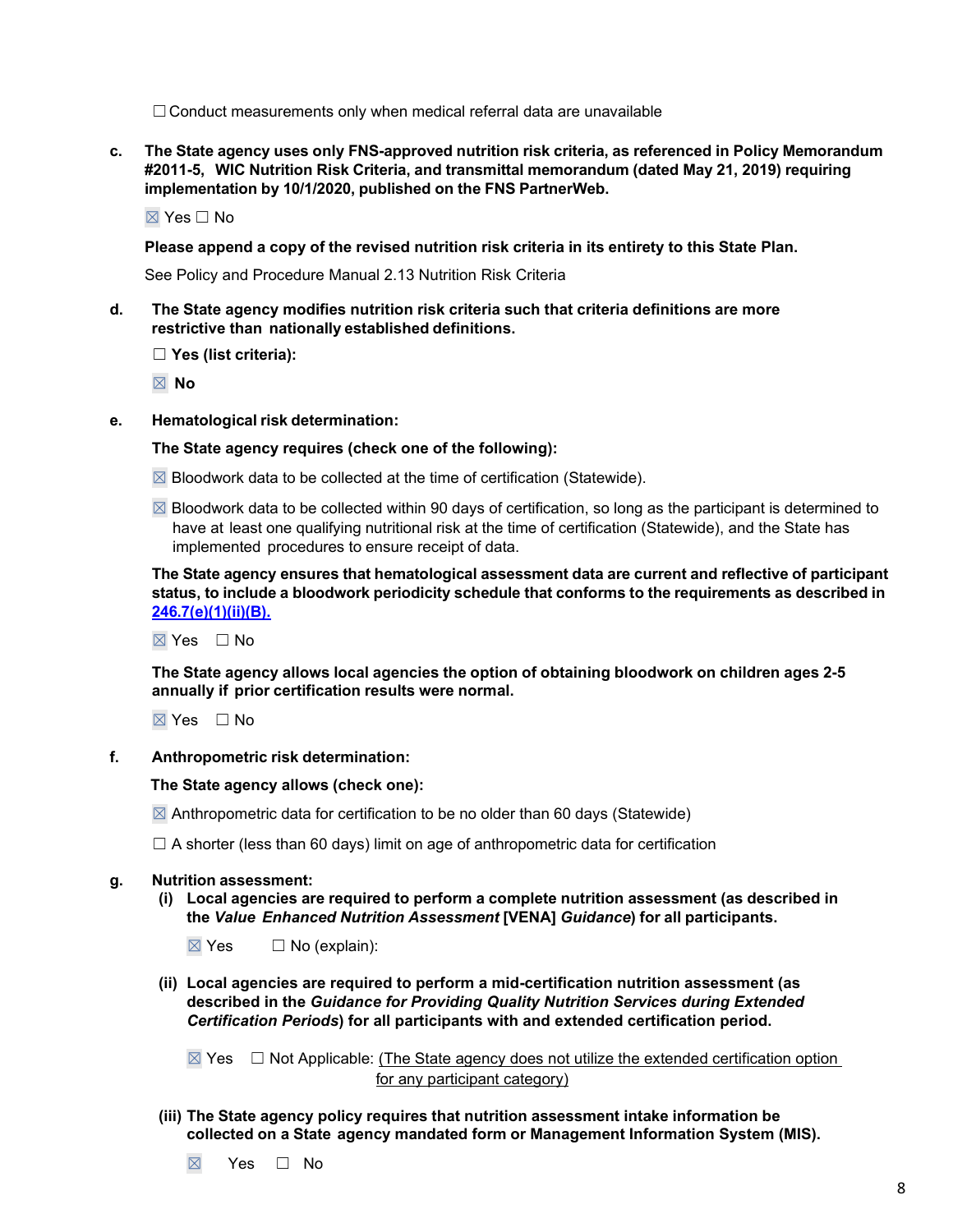☐ Conduct measurements only when medical referral data are unavailable

c. **The State agency uses only FNS-approved nutrition risk criteria, as referenced in Policy Memorandum #2011-5, WIC Nutrition Risk Criteria, and transmittal memorandum (dated May 21, 2019) requiring implementation by 10/1/2020, published on the FNS PartnerWeb.**

☒ Yes ☐ No

**Please append a copy of the revised nutrition risk criteria in its entirety to this State Plan.**

See Policy and Procedure Manual 2.13 Nutrition Risk Criteria

d. **The State agency modifies nutrition risk criteria such that criteria definitions are more restrictive than nationally established definitions.**

☐ **Yes (list criteria):**

☒ **No**

e. **Hematological risk determination:**

**The State agency requires (check one of the following):**

☒ Bloodwork data to be collected at the time of certification (Statewide).

☒ Bloodwork data to be collected within 90 days of certification, so long as the participant is determined to have at least one qualifying nutritional risk at the time of certification (Statewide), and the State has implemented procedures to ensure receipt of data.

**The State agency ensures that hematological assessment data are current and reflective of participant status, to include a bloodwork periodicity schedule that conforms to the requirements as described in [246.7(e)(1)(ii)(B).]()**

☒ Yes ☐ No

**The State agency allows local agencies the option of obtaining bloodwork on children ages 2-5 annually if prior certification results were normal.**

☒ Yes ☐ No

f. **Anthropometric risk determination:**

**The State agency allows (check one):**

☒ Anthropometric data for certification to be no older than 60 days (Statewide)

☐ A shorter (less than 60 days) limit on age of anthropometric data for certification

g. **Nutrition assessment:**

(i) **Local agencies are required to perform a complete nutrition assessment (as described in the *Value Enhanced Nutrition Assessment* [VENA] *Guidance*) for all participants.**

☒ Yes ☐ No (explain):

(ii) **Local agencies are required to perform a mid-certification nutrition assessment (as described in the *Guidance for Providing Quality Nutrition Services during Extended Certification Periods*) for all participants with and extended certification period.**

☒ Yes ☐ Not Applicable: (The State agency does not utilize the extended certification option for any participant category)

(iii) **The State agency policy requires that nutrition assessment intake information be collected on a State agency mandated form or Management Information System (MIS).**

☒ Yes ☐ No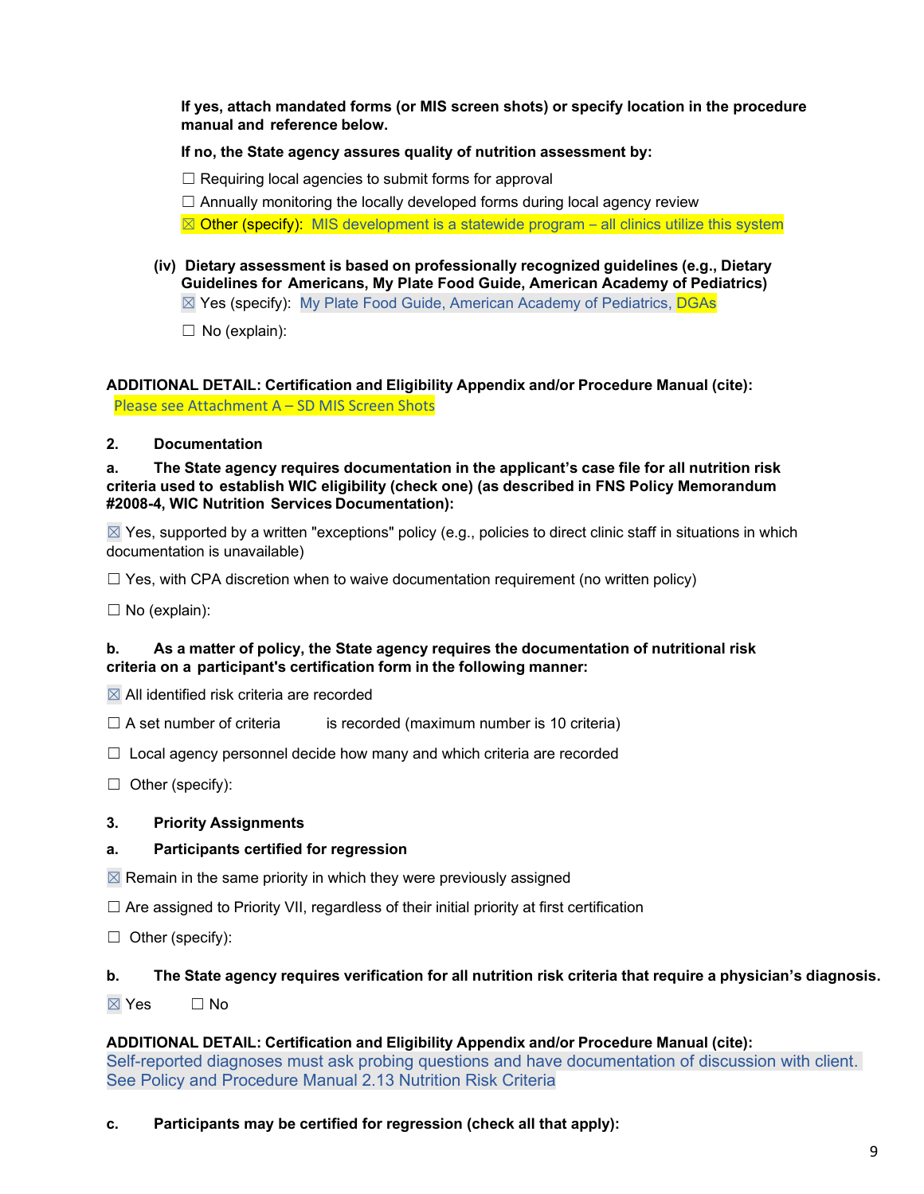**If yes, attach mandated forms (or MIS screen shots) or specify location in the procedure manual and reference below.**

**If no, the State agency assures quality of nutrition assessment by:**

☐ Requiring local agencies to submit forms for approval

☐ Annually monitoring the locally developed forms during local agency review

☒ Other (specify): MIS development is a statewide program – all clinics utilize this system

**(iv) Dietary assessment is based on professionally recognized guidelines (e.g., Dietary Guidelines for Americans, My Plate Food Guide, American Academy of Pediatrics)**

☒ Yes (specify): My Plate Food Guide, American Academy of Pediatrics, DGAs

☐ No (explain):

**ADDITIONAL DETAIL: Certification and Eligibility Appendix and/or Procedure Manual (cite):**
Please see Attachment A – SD MIS Screen Shots

**2. Documentation**

**a. The State agency requires documentation in the applicant's case file for all nutrition risk criteria used to establish WIC eligibility (check one) (as described in FNS Policy Memorandum #2008-4, WIC Nutrition Services Documentation):**

☒ Yes, supported by a written "exceptions" policy (e.g., policies to direct clinic staff in situations in which documentation is unavailable)

☐ Yes, with CPA discretion when to waive documentation requirement (no written policy)

☐ No (explain):

**b. As a matter of policy, the State agency requires the documentation of nutritional risk criteria on a participant's certification form in the following manner:**

☒ All identified risk criteria are recorded

☐ A set number of criteria ______ is recorded (maximum number is 10 criteria)

☐ Local agency personnel decide how many and which criteria are recorded

☐ Other (specify):

**3. Priority Assignments**

**a. Participants certified for regression**

☒ Remain in the same priority in which they were previously assigned

☐ Are assigned to Priority VII, regardless of their initial priority at first certification

☐ Other (specify):

**b. The State agency requires verification for all nutrition risk criteria that require a physician's diagnosis.**

☒ Yes ☐ No

**ADDITIONAL DETAIL: Certification and Eligibility Appendix and/or Procedure Manual (cite):**
Self-reported diagnoses must ask probing questions and have documentation of discussion with client. See Policy and Procedure Manual 2.13 Nutrition Risk Criteria

**c. Participants may be certified for regression (check all that apply):**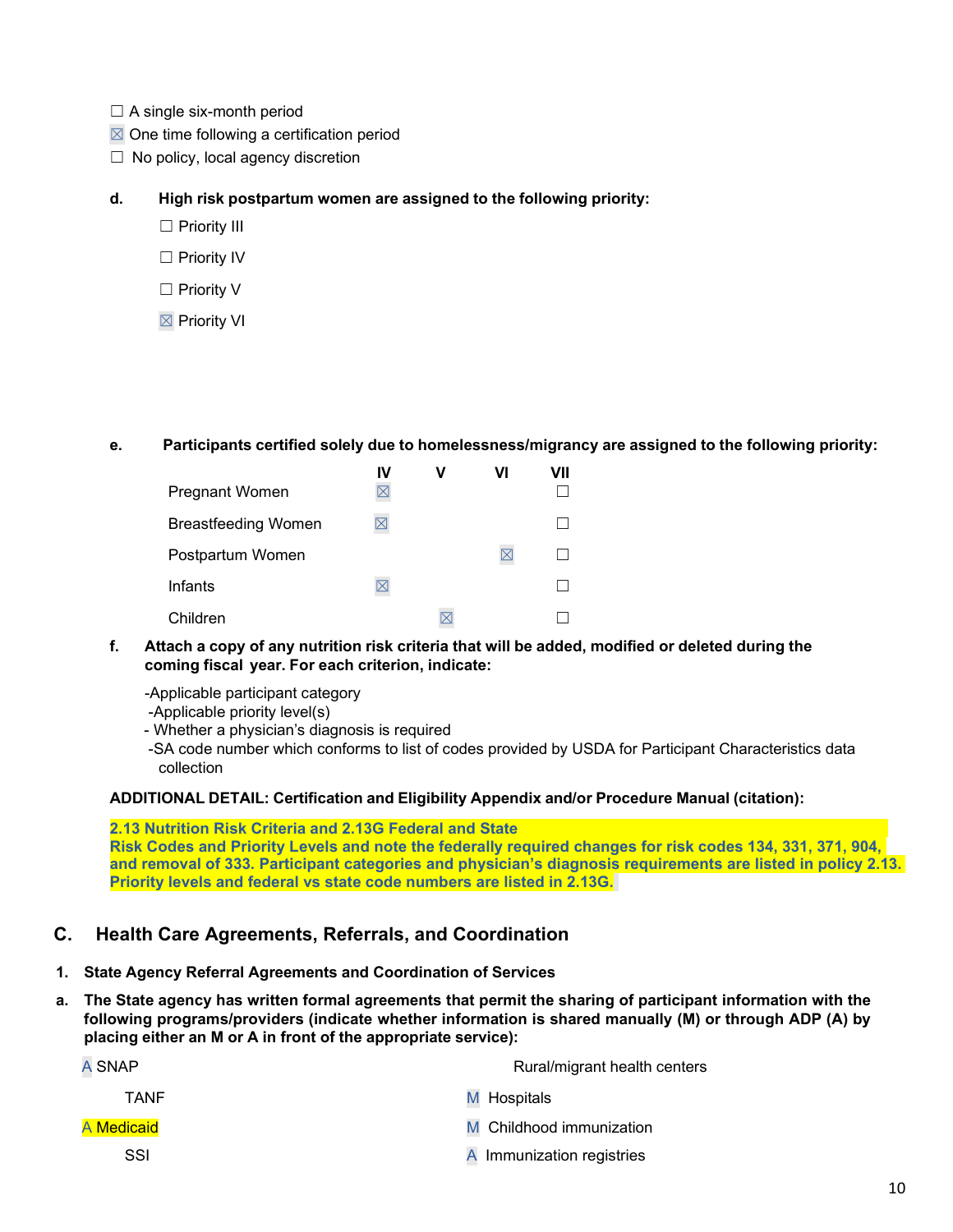☐ A single six-month period
☒ One time following a certification period
☐ No policy, local agency discretion

**d. High risk postpartum women are assigned to the following priority:**

☐ Priority III

☐ Priority IV

☐ Priority V

☒ Priority VI

**e. Participants certified solely due to homelessness/migrancy are assigned to the following priority:**

| | IV | V | VI | VII |
|---|---|---|---|---|
| Pregnant Women | ☒ | | | ☐ |
| Breastfeeding Women | ☒ | | | ☐ |
| Postpartum Women | | | ☒ | ☐ |
| Infants | ☒ | | | ☐ |
| Children | | ☒ | | ☐ |

**f. Attach a copy of any nutrition risk criteria that will be added, modified or deleted during the coming fiscal year. For each criterion, indicate:**

-Applicable participant category
-Applicable priority level(s)
- Whether a physician's diagnosis is required
-SA code number which conforms to list of codes provided by USDA for Participant Characteristics data collection

**ADDITIONAL DETAIL: Certification and Eligibility Appendix and/or Procedure Manual (citation):**

**2.13 Nutrition Risk Criteria and 2.13G Federal and State Risk Codes and Priority Levels and note the federally required changes for risk codes 134, 331, 371, 904, and removal of 333. Participant categories and physician's diagnosis requirements are listed in policy 2.13. Priority levels and federal vs state code numbers are listed in 2.13G.**

## C. Health Care Agreements, Referrals, and Coordination

### 1. State Agency Referral Agreements and Coordination of Services

**a. The State agency has written formal agreements that permit the sharing of participant information with the following programs/providers (indicate whether information is shared manually (M) or through ADP (A) by placing either an M or A in front of the appropriate service):**

A SNAP
TANF
A Medicaid
SSI
Rural/migrant health centers
M Hospitals
M Childhood immunization
A Immunization registries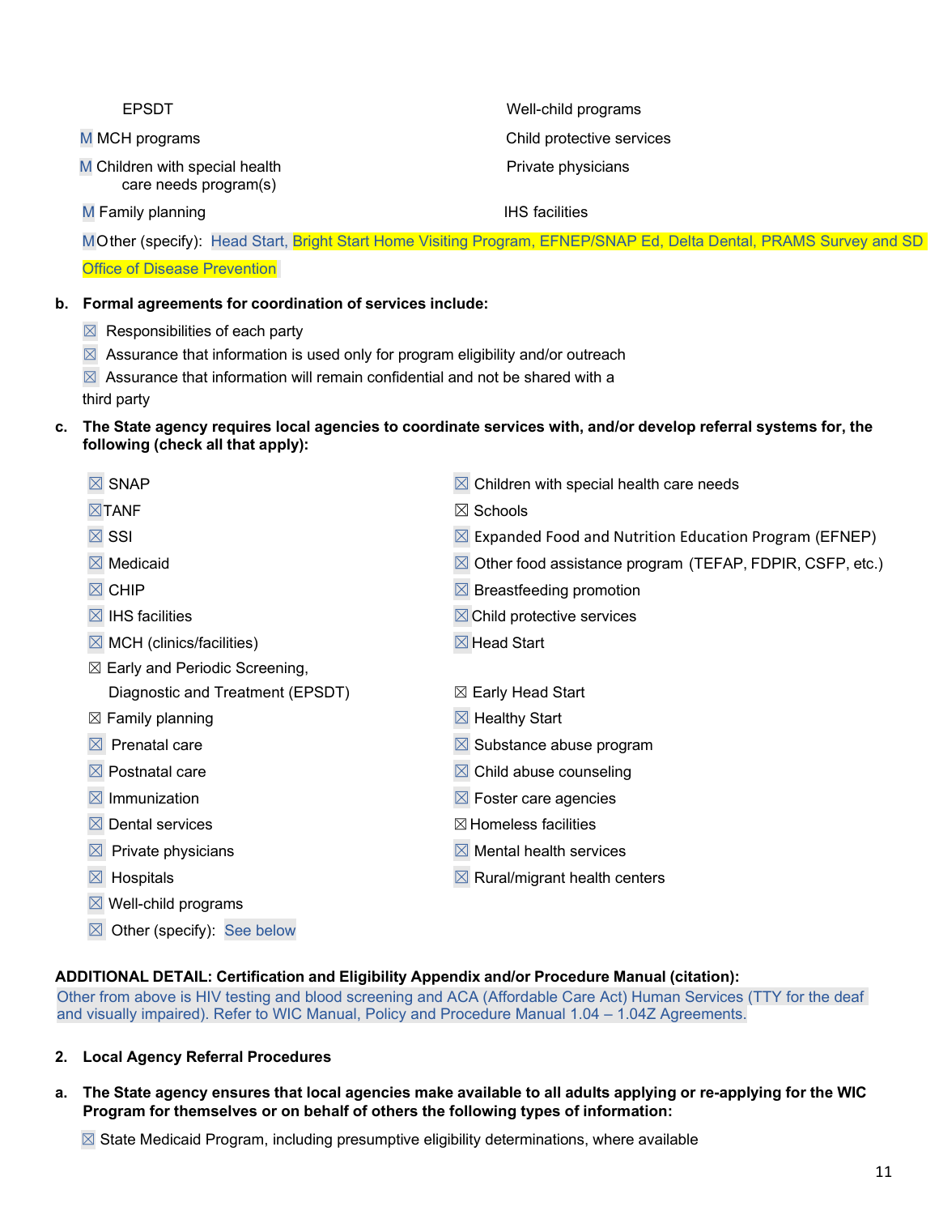EPSDT

M MCH programs

M Children with special health care needs program(s)

M Family planning

M Other (specify): Head Start, Bright Start Home Visiting Program, EFNEP/SNAP Ed, Delta Dental, PRAMS Survey and SD Office of Disease Prevention

Well-child programs

Child protective services

Private physicians

IHS facilities

**b. Formal agreements for coordination of services include:**

☒ Responsibilities of each party

☒ Assurance that information is used only for program eligibility and/or outreach

☒ Assurance that information will remain confidential and not be shared with a third party

**c. The State agency requires local agencies to coordinate services with, and/or develop referral systems for, the following (check all that apply):**

☒ SNAP

☒ TANF

☒ SSI

☒ Medicaid

☒ CHIP

☒ IHS facilities

☒ MCH (clinics/facilities)

☒ Early and Periodic Screening, Diagnostic and Treatment (EPSDT)

☒ Family planning

☒ Prenatal care

☒ Postnatal care

☒ Immunization

☒ Dental services

☒ Private physicians

☒ Hospitals

☒ Well-child programs

☒ Other (specify): See below

☒ Children with special health care needs

☒ Schools

☒ Expanded Food and Nutrition Education Program (EFNEP)

☒ Other food assistance program (TEFAP, FDPIR, CSFP, etc.)

☒ Breastfeeding promotion

☒ Child protective services

☒ Head Start

☒ Early Head Start

☒ Healthy Start

☒ Substance abuse program

☒ Child abuse counseling

☒ Foster care agencies

☒ Homeless facilities

☒ Mental health services

☒ Rural/migrant health centers

**ADDITIONAL DETAIL: Certification and Eligibility Appendix and/or Procedure Manual (citation):**
Other from above is HIV testing and blood screening and ACA (Affordable Care Act) Human Services (TTY for the deaf and visually impaired). Refer to WIC Manual, Policy and Procedure Manual 1.04 – 1.04Z Agreements.

**2. Local Agency Referral Procedures**

**a. The State agency ensures that local agencies make available to all adults applying or re-applying for the WIC Program for themselves or on behalf of others the following types of information:**

☒ State Medicaid Program, including presumptive eligibility determinations, where available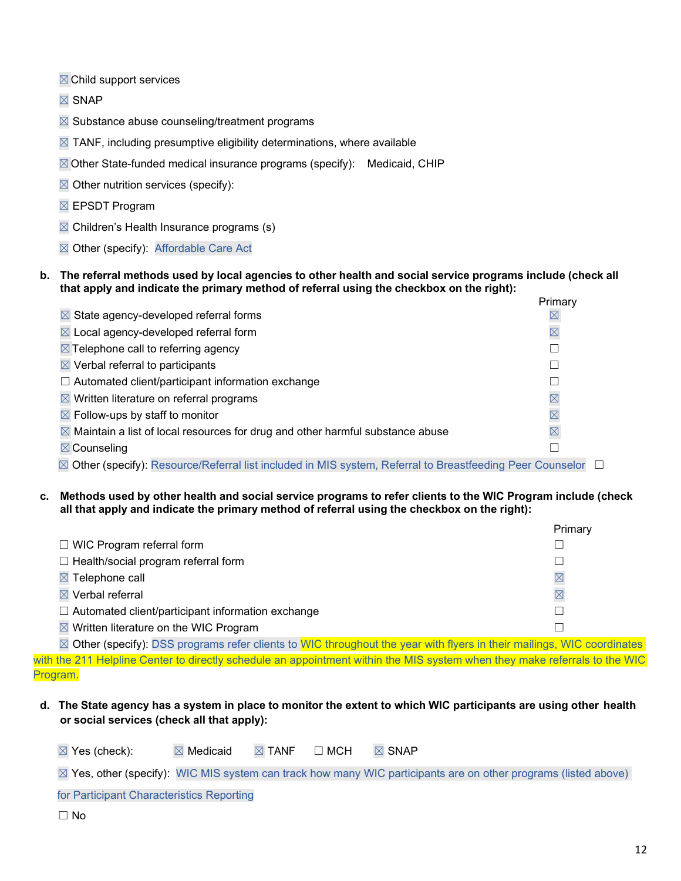☒ Child support services

☒ SNAP

☒ Substance abuse counseling/treatment programs

☒ TANF, including presumptive eligibility determinations, where available

☒ Other State-funded medical insurance programs (specify): Medicaid, CHIP

☒ Other nutrition services (specify):

☒ EPSDT Program

☒ Children's Health Insurance programs (s)

☒ Other (specify): Affordable Care Act

**b. The referral methods used by local agencies to other health and social service programs include (check all that apply and indicate the primary method of referral using the checkbox on the right):**

| | Primary |
|---|---|
| ☒ State agency-developed referral forms | ☒ |
| ☒ Local agency-developed referral form | ☒ |
| ☒ Telephone call to referring agency | ☐ |
| ☒ Verbal referral to participants | ☐ |
| ☐ Automated client/participant information exchange | ☐ |
| ☒ Written literature on referral programs | ☒ |
| ☒ Follow-ups by staff to monitor | ☒ |
| ☒ Maintain a list of local resources for drug and other harmful substance abuse | ☒ |
| ☒ Counseling | ☐ |
| ☒ Other (specify): Resource/Referral list included in MIS system, Referral to Breastfeeding Peer Counselor | ☐ |

**c. Methods used by other health and social service programs to refer clients to the WIC Program include (check all that apply and indicate the primary method of referral using the checkbox on the right):**

| | Primary |
|---|---|
| ☐ WIC Program referral form | ☐ |
| ☐ Health/social program referral form | ☐ |
| ☒ Telephone call | ☒ |
| ☒ Verbal referral | ☒ |
| ☐ Automated client/participant information exchange | ☐ |
| ☒ Written literature on the WIC Program | ☐ |

☒ Other (specify): DSS programs refer clients to WIC throughout the year with flyers in their mailings, WIC coordinates with the 211 Helpline Center to directly schedule an appointment within the MIS system when they make referrals to the WIC Program.

**d. The State agency has a system in place to monitor the extent to which WIC participants are using other health or social services (check all that apply):**

☒ Yes (check): ☒ Medicaid ☒ TANF ☐ MCH ☒ SNAP

☒ Yes, other (specify): WIC MIS system can track how many WIC participants are on other programs (listed above) for Participant Characteristics Reporting

☐ No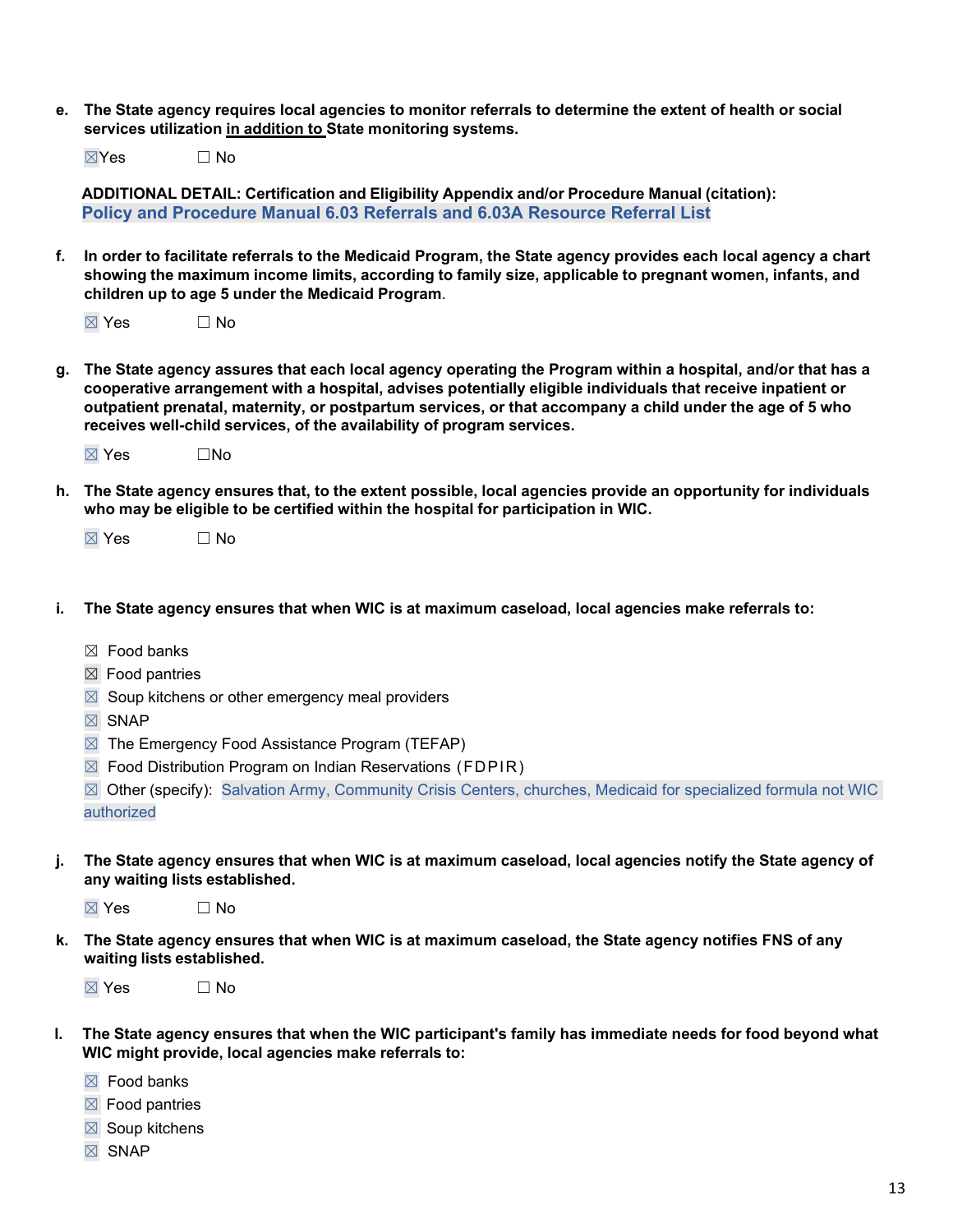e. **The State agency requires local agencies to monitor referrals to determine the extent of health or social services utilization <u>in addition to</u> State monitoring systems.**

☒Yes ☐ No

**ADDITIONAL DETAIL: Certification and Eligibility Appendix and/or Procedure Manual (citation):**
Policy and Procedure Manual 6.03 Referrals and 6.03A Resource Referral List

f. **In order to facilitate referrals to the Medicaid Program, the State agency provides each local agency a chart showing the maximum income limits, according to family size, applicable to pregnant women, infants, and children up to age 5 under the Medicaid Program.**

☒ Yes ☐ No

g. **The State agency assures that each local agency operating the Program within a hospital, and/or that has a cooperative arrangement with a hospital, advises potentially eligible individuals that receive inpatient or outpatient prenatal, maternity, or postpartum services, or that accompany a child under the age of 5 who receives well-child services, of the availability of program services.**

☒ Yes ☐No

h. **The State agency ensures that, to the extent possible, local agencies provide an opportunity for individuals who may be eligible to be certified within the hospital for participation in WIC.**

☒ Yes ☐ No

i. **The State agency ensures that when WIC is at maximum caseload, local agencies make referrals to:**

☒ Food banks
☒ Food pantries
☒ Soup kitchens or other emergency meal providers
☒ SNAP
☒ The Emergency Food Assistance Program (TEFAP)
☒ Food Distribution Program on Indian Reservations (FDPIR)
☒ Other (specify): Salvation Army, Community Crisis Centers, churches, Medicaid for specialized formula not WIC authorized

j. **The State agency ensures that when WIC is at maximum caseload, local agencies notify the State agency of any waiting lists established.**

☒ Yes ☐ No

k. **The State agency ensures that when WIC is at maximum caseload, the State agency notifies FNS of any waiting lists established.**

☒ Yes ☐ No

l. **The State agency ensures that when the WIC participant's family has immediate needs for food beyond what WIC might provide, local agencies make referrals to:**

☒ Food banks
☒ Food pantries
☒ Soup kitchens
☒ SNAP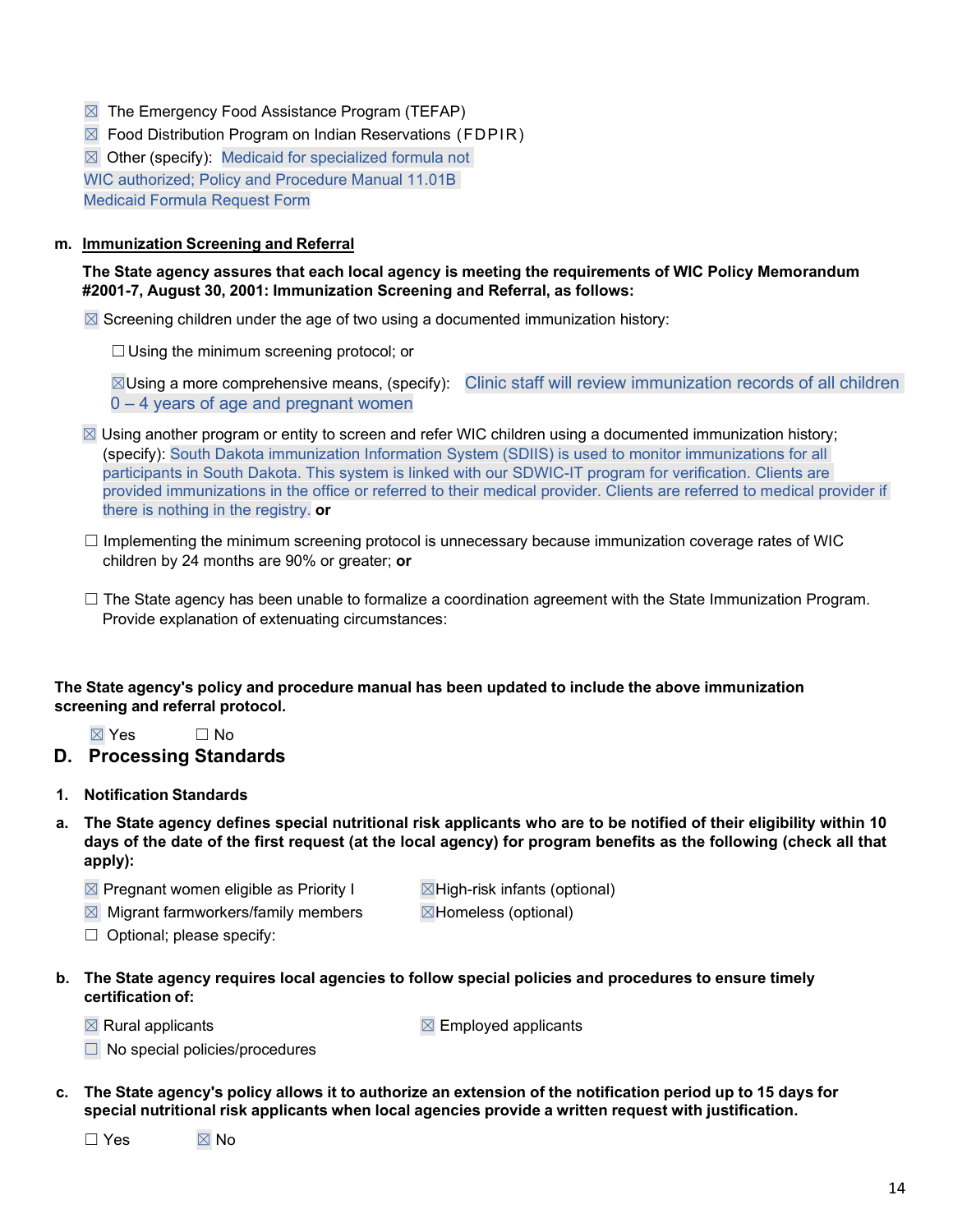☒ The Emergency Food Assistance Program (TEFAP)

☒ Food Distribution Program on Indian Reservations (FDPIR)

☒ Other (specify): Medicaid for specialized formula not WIC authorized; Policy and Procedure Manual 11.01B Medicaid Formula Request Form

**m. Immunization Screening and Referral**

**The State agency assures that each local agency is meeting the requirements of WIC Policy Memorandum #2001-7, August 30, 2001: Immunization Screening and Referral, as follows:**

☒ Screening children under the age of two using a documented immunization history:

☐ Using the minimum screening protocol; or

☒Using a more comprehensive means, (specify): Clinic staff will review immunization records of all children 0 – 4 years of age and pregnant women

☒ Using another program or entity to screen and refer WIC children using a documented immunization history; (specify): South Dakota immunization Information System (SDIIS) is used to monitor immunizations for all participants in South Dakota. This system is linked with our SDWIC-IT program for verification. Clients are provided immunizations in the office or referred to their medical provider. Clients are referred to medical provider if there is nothing in the registry. **or**

☐ Implementing the minimum screening protocol is unnecessary because immunization coverage rates of WIC children by 24 months are 90% or greater; **or**

☐ The State agency has been unable to formalize a coordination agreement with the State Immunization Program. Provide explanation of extenuating circumstances:

**The State agency's policy and procedure manual has been updated to include the above immunization screening and referral protocol.**

☒ Yes ☐ No

## D. Processing Standards

**1. Notification Standards**

**a. The State agency defines special nutritional risk applicants who are to be notified of their eligibility within 10 days of the date of the first request (at the local agency) for program benefits as the following (check all that apply):**

☒ Pregnant women eligible as Priority I

☒ Migrant farmworkers/family members

☐ Optional; please specify:

☒High-risk infants (optional)

☒Homeless (optional)

**b. The State agency requires local agencies to follow special policies and procedures to ensure timely certification of:**

☒ Rural applicants

☐ No special policies/procedures

☒ Employed applicants

**c. The State agency's policy allows it to authorize an extension of the notification period up to 15 days for special nutritional risk applicants when local agencies provide a written request with justification.**

☐ Yes ☒ No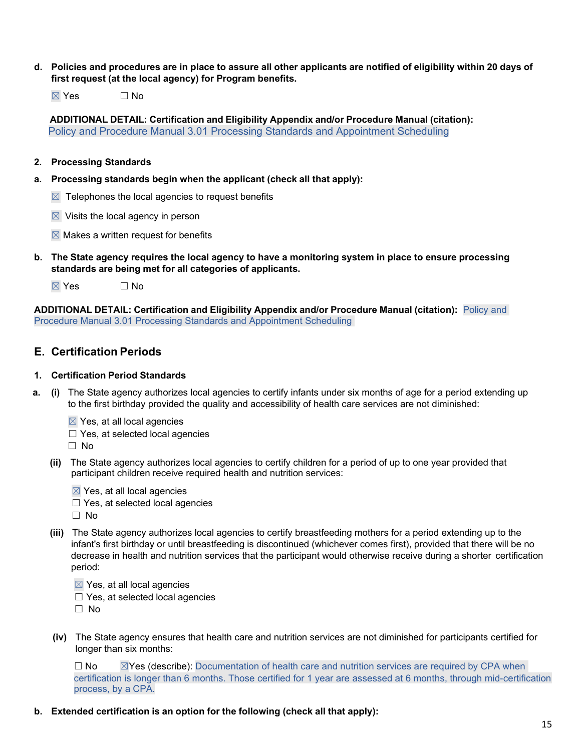**d. Policies and procedures are in place to assure all other applicants are notified of eligibility within 20 days of first request (at the local agency) for Program benefits.**

☒ Yes ☐ No

**ADDITIONAL DETAIL: Certification and Eligibility Appendix and/or Procedure Manual (citation):** Policy and Procedure Manual 3.01 Processing Standards and Appointment Scheduling

**2. Processing Standards**

**a. Processing standards begin when the applicant (check all that apply):**

☒ Telephones the local agencies to request benefits

☒ Visits the local agency in person

☒ Makes a written request for benefits

**b. The State agency requires the local agency to have a monitoring system in place to ensure processing standards are being met for all categories of applicants.**

☒ Yes ☐ No

**ADDITIONAL DETAIL: Certification and Eligibility Appendix and/or Procedure Manual (citation):** Policy and Procedure Manual 3.01 Processing Standards and Appointment Scheduling

## E. Certification Periods

**1. Certification Period Standards**

**a. (i)** The State agency authorizes local agencies to certify infants under six months of age for a period extending up to the first birthday provided the quality and accessibility of health care services are not diminished:

☒ Yes, at all local agencies
☐ Yes, at selected local agencies
☐ No

**(ii)** The State agency authorizes local agencies to certify children for a period of up to one year provided that participant children receive required health and nutrition services:

☒ Yes, at all local agencies
☐ Yes, at selected local agencies
☐ No

**(iii)** The State agency authorizes local agencies to certify breastfeeding mothers for a period extending up to the infant's first birthday or until breastfeeding is discontinued (whichever comes first), provided that there will be no decrease in health and nutrition services that the participant would otherwise receive during a shorter certification period:

☒ Yes, at all local agencies
☐ Yes, at selected local agencies
☐ No

**(iv)** The State agency ensures that health care and nutrition services are not diminished for participants certified for longer than six months:

☐ No ☒Yes (describe): Documentation of health care and nutrition services are required by CPA when certification is longer than 6 months. Those certified for 1 year are assessed at 6 months, through mid-certification process, by a CPA.

**b. Extended certification is an option for the following (check all that apply):**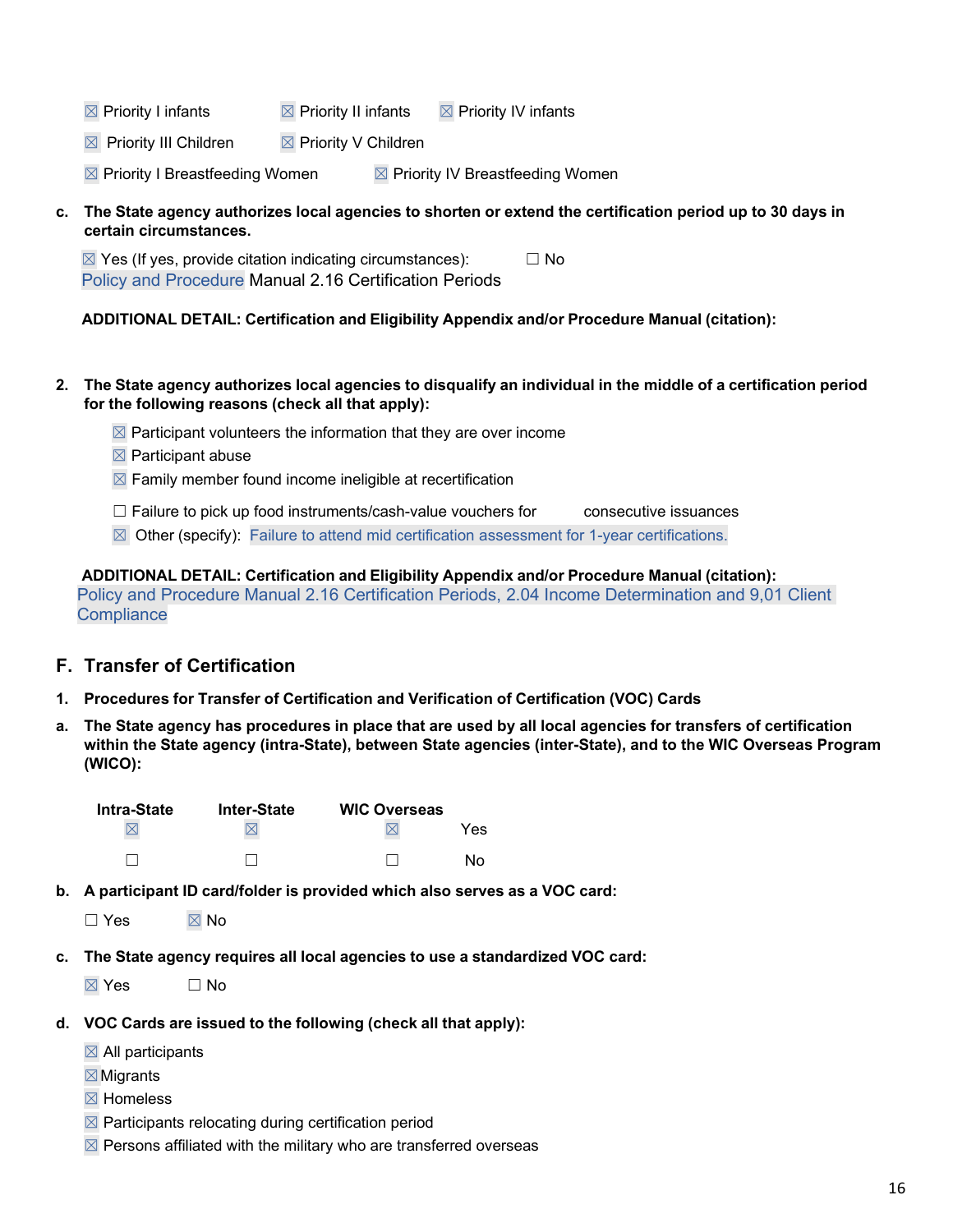☒ Priority I infants ☒ Priority II infants ☒ Priority IV infants

☒ Priority III Children ☒ Priority V Children

☒ Priority I Breastfeeding Women ☒ Priority IV Breastfeeding Women

**c. The State agency authorizes local agencies to shorten or extend the certification period up to 30 days in certain circumstances.**

☒ Yes (If yes, provide citation indicating circumstances): ☐ No

Policy and Procedure Manual 2.16 Certification Periods

**ADDITIONAL DETAIL: Certification and Eligibility Appendix and/or Procedure Manual (citation):**

**2. The State agency authorizes local agencies to disqualify an individual in the middle of a certification period for the following reasons (check all that apply):**

☒ Participant volunteers the information that they are over income

☒ Participant abuse

☒ Family member found income ineligible at recertification

☐ Failure to pick up food instruments/cash-value vouchers for consecutive issuances

☒ Other (specify): Failure to attend mid certification assessment for 1-year certifications.

**ADDITIONAL DETAIL: Certification and Eligibility Appendix and/or Procedure Manual (citation):**
Policy and Procedure Manual 2.16 Certification Periods, 2.04 Income Determination and 9,01 Client Compliance

## F. Transfer of Certification

**1. Procedures for Transfer of Certification and Verification of Certification (VOC) Cards**

**a. The State agency has procedures in place that are used by all local agencies for transfers of certification within the State agency (intra-State), between State agencies (inter-State), and to the WIC Overseas Program (WICO):**

| Intra-State | Inter-State | WIC Overseas | |
|---|---|---|---|
| ☒ | ☒ | ☒ | Yes |
| ☐ | ☐ | ☐ | No |

**b. A participant ID card/folder is provided which also serves as a VOC card:**

☐ Yes ☒ No

**c. The State agency requires all local agencies to use a standardized VOC card:**

☒ Yes ☐ No

**d. VOC Cards are issued to the following (check all that apply):**

☒ All participants

☒ Migrants

☒ Homeless

☒ Participants relocating during certification period

☒ Persons affiliated with the military who are transferred overseas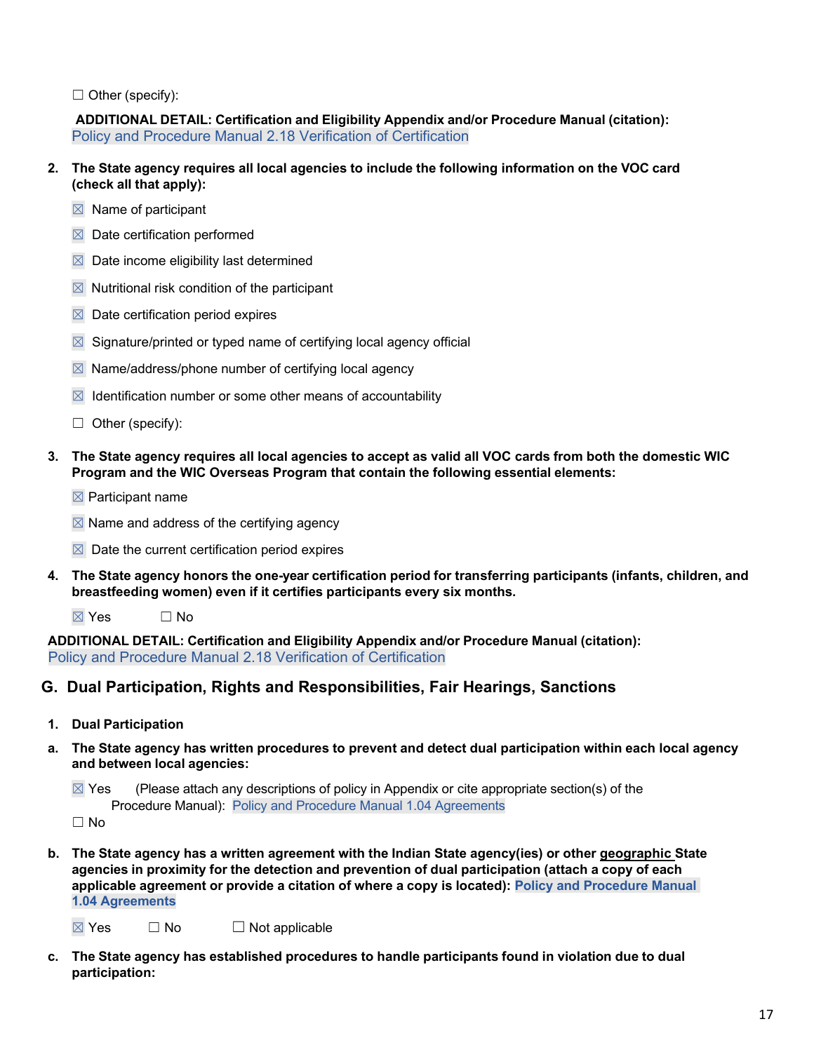☐ Other (specify):

**ADDITIONAL DETAIL: Certification and Eligibility Appendix and/or Procedure Manual (citation):** Policy and Procedure Manual 2.18 Verification of Certification

2. **The State agency requires all local agencies to include the following information on the VOC card (check all that apply):**

   ☒ Name of participant

   ☒ Date certification performed

   ☒ Date income eligibility last determined

   ☒ Nutritional risk condition of the participant

   ☒ Date certification period expires

   ☒ Signature/printed or typed name of certifying local agency official

   ☒ Name/address/phone number of certifying local agency

   ☒ Identification number or some other means of accountability

   ☐ Other (specify):

3. **The State agency requires all local agencies to accept as valid all VOC cards from both the domestic WIC Program and the WIC Overseas Program that contain the following essential elements:**

   ☒ Participant name

   ☒ Name and address of the certifying agency

   ☒ Date the current certification period expires

4. **The State agency honors the one-year certification period for transferring participants (infants, children, and breastfeeding women) even if it certifies participants every six months.**

   ☒ Yes ☐ No

**ADDITIONAL DETAIL: Certification and Eligibility Appendix and/or Procedure Manual (citation):** Policy and Procedure Manual 2.18 Verification of Certification

## G. Dual Participation, Rights and Responsibilities, Fair Hearings, Sanctions

1. **Dual Participation**

a. **The State agency has written procedures to prevent and detect dual participation within each local agency and between local agencies:**

   ☒ Yes (Please attach any descriptions of policy in Appendix or cite appropriate section(s) of the Procedure Manual): Policy and Procedure Manual 1.04 Agreements

   ☐ No

b. **The State agency has a written agreement with the Indian State agency(ies) or other geographic State agencies in proximity for the detection and prevention of dual participation (attach a copy of each applicable agreement or provide a citation of where a copy is located): Policy and Procedure Manual 1.04 Agreements**

   ☒ Yes ☐ No ☐ Not applicable

c. **The State agency has established procedures to handle participants found in violation due to dual participation:**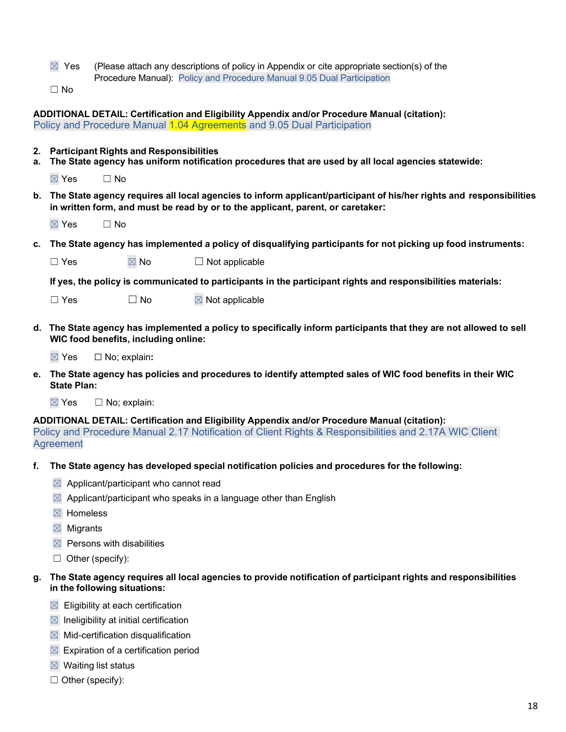☒ Yes (Please attach any descriptions of policy in Appendix or cite appropriate section(s) of the Procedure Manual): Policy and Procedure Manual 9.05 Dual Participation

☐ No

**ADDITIONAL DETAIL: Certification and Eligibility Appendix and/or Procedure Manual (citation):**
Policy and Procedure Manual 1.04 Agreements and 9.05 Dual Participation

**2. Participant Rights and Responsibilities**

**a. The State agency has uniform notification procedures that are used by all local agencies statewide:**

☒ Yes ☐ No

**b. The State agency requires all local agencies to inform applicant/participant of his/her rights and responsibilities in written form, and must be read by or to the applicant, parent, or caretaker:**

☒ Yes ☐ No

**c. The State agency has implemented a policy of disqualifying participants for not picking up food instruments:**

☐ Yes ☒ No ☐ Not applicable

**If yes, the policy is communicated to participants in the participant rights and responsibilities materials:**

☐ Yes ☐ No ☒ Not applicable

**d. The State agency has implemented a policy to specifically inform participants that they are not allowed to sell WIC food benefits, including online:**

☒ Yes ☐ No; explain:

**e. The State agency has policies and procedures to identify attempted sales of WIC food benefits in their WIC State Plan:**

☒ Yes ☐ No; explain:

**ADDITIONAL DETAIL: Certification and Eligibility Appendix and/or Procedure Manual (citation):**
Policy and Procedure Manual 2.17 Notification of Client Rights & Responsibilities and 2.17A WIC Client Agreement

**f. The State agency has developed special notification policies and procedures for the following:**

- ☒ Applicant/participant who cannot read
- ☒ Applicant/participant who speaks in a language other than English
- ☒ Homeless
- ☒ Migrants
- ☒ Persons with disabilities
- ☐ Other (specify):

**g. The State agency requires all local agencies to provide notification of participant rights and responsibilities in the following situations:**

- ☒ Eligibility at each certification
- ☒ Ineligibility at initial certification
- ☒ Mid-certification disqualification
- ☒ Expiration of a certification period
- ☒ Waiting list status
- ☐ Other (specify):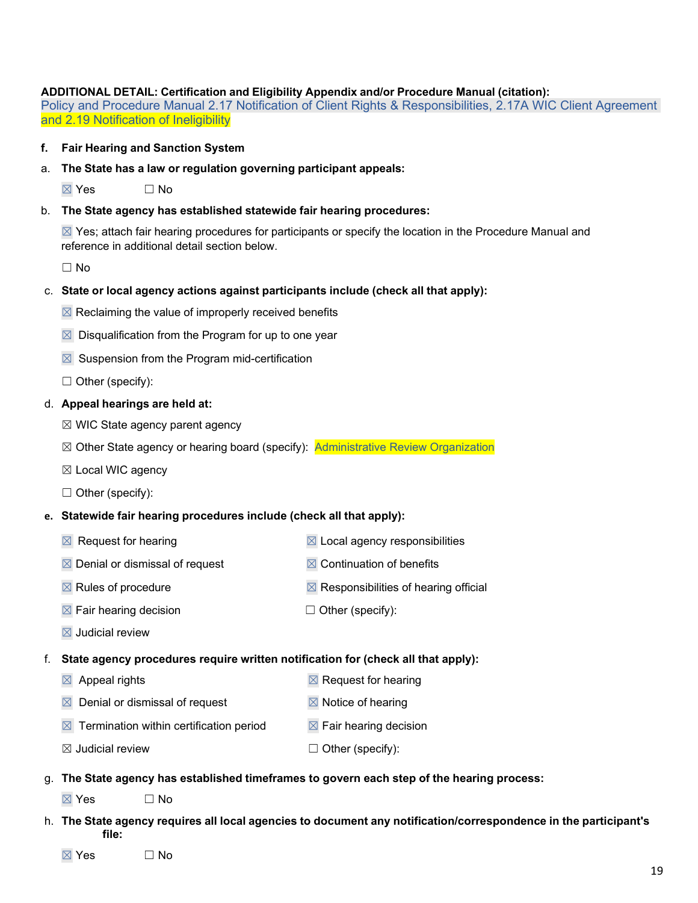**ADDITIONAL DETAIL: Certification and Eligibility Appendix and/or Procedure Manual (citation):**
Policy and Procedure Manual 2.17 Notification of Client Rights & Responsibilities, 2.17A WIC Client Agreement and 2.19 Notification of Ineligibility

**f. Fair Hearing and Sanction System**

a. **The State has a law or regulation governing participant appeals:**

☒ Yes ☐ No

b. **The State agency has established statewide fair hearing procedures:**

☒ Yes; attach fair hearing procedures for participants or specify the location in the Procedure Manual and reference in additional detail section below.

☐ No

c. **State or local agency actions against participants include (check all that apply):**

☒ Reclaiming the value of improperly received benefits

☒ Disqualification from the Program for up to one year

☒ Suspension from the Program mid-certification

☐ Other (specify):

d. **Appeal hearings are held at:**

☒ WIC State agency parent agency

☒ Other State agency or hearing board (specify): Administrative Review Organization

☒ Local WIC agency

☐ Other (specify):

e. **Statewide fair hearing procedures include (check all that apply):**

☒ Request for hearing

☒ Denial or dismissal of request

☒ Rules of procedure

☒ Fair hearing decision

☒ Judicial review

☒ Local agency responsibilities

☒ Continuation of benefits

☒ Responsibilities of hearing official

☐ Other (specify):

f. **State agency procedures require written notification for (check all that apply):**

☒ Appeal rights

☒ Denial or dismissal of request

☒ Termination within certification period

☒ Judicial review

☒ Request for hearing

☒ Notice of hearing

☒ Fair hearing decision

☐ Other (specify):

g. **The State agency has established timeframes to govern each step of the hearing process:**

☒ Yes ☐ No

h. **The State agency requires all local agencies to document any notification/correspondence in the participant's file:**

☒ Yes ☐ No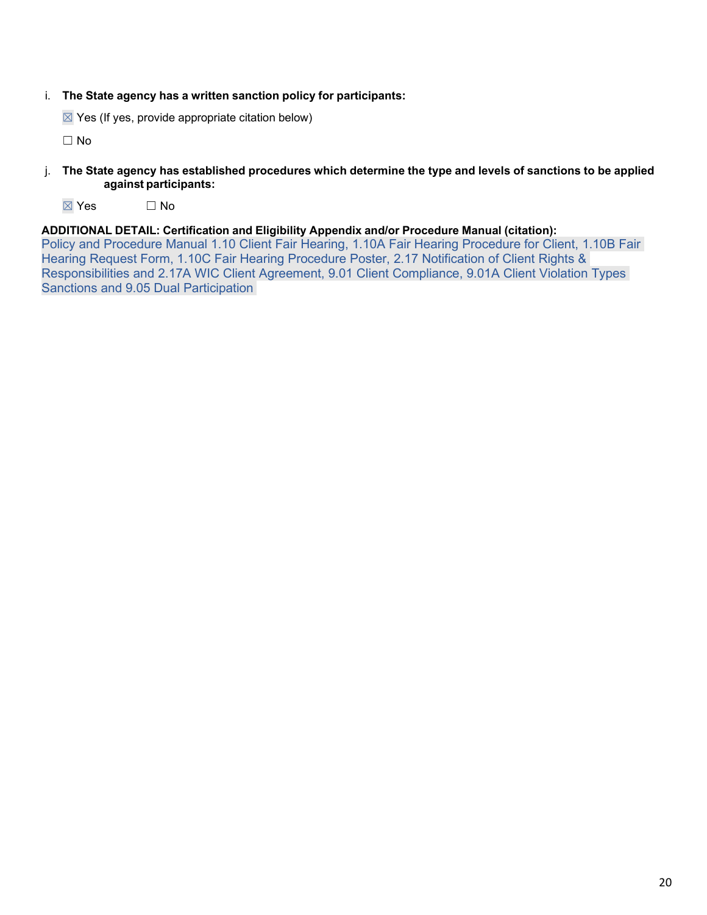i. **The State agency has a written sanction policy for participants:**

☒ Yes (If yes, provide appropriate citation below)

☐ No

j. **The State agency has established procedures which determine the type and levels of sanctions to be applied against participants:**

☒ Yes ☐ No

**ADDITIONAL DETAIL: Certification and Eligibility Appendix and/or Procedure Manual (citation):**
Policy and Procedure Manual 1.10 Client Fair Hearing, 1.10A Fair Hearing Procedure for Client, 1.10B Fair Hearing Request Form, 1.10C Fair Hearing Procedure Poster, 2.17 Notification of Client Rights & Responsibilities and 2.17A WIC Client Agreement, 9.01 Client Compliance, 9.01A Client Violation Types Sanctions and 9.05 Dual Participation